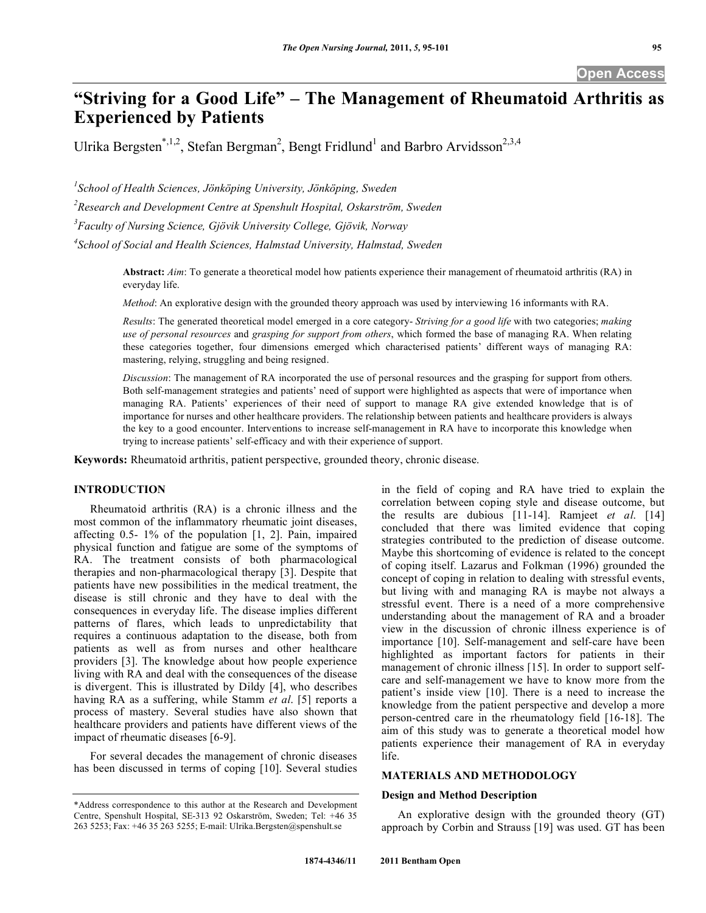Open Access

# "Striving for a Good Life" – The Management of Rheumatoid Arthritis as Experienced by Patients

Ulrika Bergsten[*,1,2], Stefan Bergman[2], Bengt Fridlund[1] and Barbro Arvidsson[2,3,4]

[1]School of Health Sciences, Jönköping University, Jönköping, Sweden

[2]Research and Development Centre at Spenshult Hospital, Oskarström, Sweden

[3]Faculty of Nursing Science, Gjövik University College, Gjövik, Norway

[4]School of Social and Health Sciences, Halmstad University, Halmstad, Sweden

**Abstract:** *Aim*: To generate a theoretical model how patients experience their management of rheumatoid arthritis (RA) in everyday life.

*Method*: An explorative design with the grounded theory approach was used by interviewing 16 informants with RA.

*Results*: The generated theoretical model emerged in a core category- *Striving for a good life* with two categories; *making use of personal resources* and *grasping for support from others*, which formed the base of managing RA. When relating these categories together, four dimensions emerged which characterised patients' different ways of managing RA: mastering, relying, struggling and being resigned.

*Discussion*: The management of RA incorporated the use of personal resources and the grasping for support from others. Both self-management strategies and patients' need of support were highlighted as aspects that were of importance when managing RA. Patients' experiences of their need of support to manage RA give extended knowledge that is of importance for nurses and other healthcare providers. The relationship between patients and healthcare providers is always the key to a good encounter. Interventions to increase self-management in RA have to incorporate this knowledge when trying to increase patients' self-efficacy and with their experience of support.

**Keywords:** Rheumatoid arthritis, patient perspective, grounded theory, chronic disease.

## INTRODUCTION

Rheumatoid arthritis (RA) is a chronic illness and the most common of the inflammatory rheumatic joint diseases, affecting 0.5- 1% of the population [1, 2]. Pain, impaired physical function and fatigue are some of the symptoms of RA. The treatment consists of both pharmacological therapies and non-pharmacological therapy [3]. Despite that patients have new possibilities in the medical treatment, the disease is still chronic and they have to deal with the consequences in everyday life. The disease implies different patterns of flares, which leads to unpredictability that requires a continuous adaptation to the disease, both from patients as well as from nurses and other healthcare providers [3]. The knowledge about how people experience living with RA and deal with the consequences of the disease is divergent. This is illustrated by Dildy [4], who describes having RA as a suffering, while Stamm *et al*. [5] reports a process of mastery. Several studies have also shown that healthcare providers and patients have different views of the impact of rheumatic diseases [6-9].

For several decades the management of chronic diseases has been discussed in terms of coping [10]. Several studies in the field of coping and RA have tried to explain the correlation between coping style and disease outcome, but the results are dubious [11-14]. Ramjeet *et al*. [14] concluded that there was limited evidence that coping strategies contributed to the prediction of disease outcome. Maybe this shortcoming of evidence is related to the concept of coping itself. Lazarus and Folkman (1996) grounded the concept of coping in relation to dealing with stressful events, but living with and managing RA is maybe not always a stressful event. There is a need of a more comprehensive understanding about the management of RA and a broader view in the discussion of chronic illness experience is of importance [10]. Self-management and self-care have been highlighted as important factors for patients in their management of chronic illness [15]. In order to support self-care and self-management we have to know more from the patient's inside view [10]. There is a need to increase the knowledge from the patient perspective and develop a more person-centred care in the rheumatology field [16-18]. The aim of this study was to generate a theoretical model how patients experience their management of RA in everyday life.

## MATERIALS AND METHODOLOGY

### Design and Method Description

An explorative design with the grounded theory (GT) approach by Corbin and Strauss [19] was used. GT has been

*Address correspondence to this author at the Research and Development Centre, Spenshult Hospital, SE-313 92 Oskarström, Sweden; Tel: +46 35 263 5253; Fax: +46 35 263 5255; E-mail: Ulrika.Bergsten@spenshult.se

1874-4346/11 2011 Bentham Open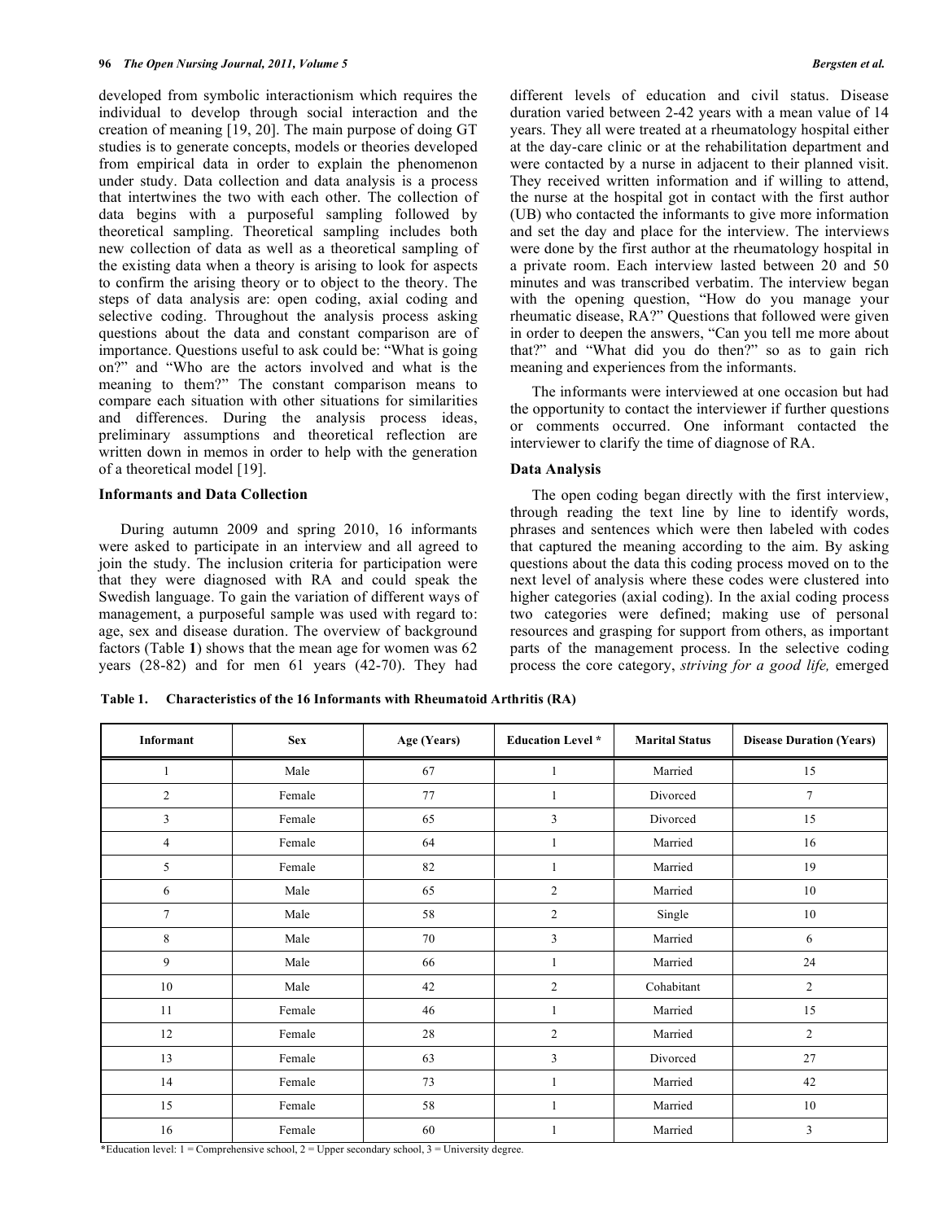developed from symbolic interactionism which requires the individual to develop through social interaction and the creation of meaning [19, 20]. The main purpose of doing GT studies is to generate concepts, models or theories developed from empirical data in order to explain the phenomenon under study. Data collection and data analysis is a process that intertwines the two with each other. The collection of data begins with a purposeful sampling followed by theoretical sampling. Theoretical sampling includes both new collection of data as well as a theoretical sampling of the existing data when a theory is arising to look for aspects to confirm the arising theory or to object to the theory. The steps of data analysis are: open coding, axial coding and selective coding. Throughout the analysis process asking questions about the data and constant comparison are of importance. Questions useful to ask could be: "What is going on?" and "Who are the actors involved and what is the meaning to them?" The constant comparison means to compare each situation with other situations for similarities and differences. During the analysis process ideas, preliminary assumptions and theoretical reflection are written down in memos in order to help with the generation of a theoretical model [19].

### Informants and Data Collection

During autumn 2009 and spring 2010, 16 informants were asked to participate in an interview and all agreed to join the study. The inclusion criteria for participation were that they were diagnosed with RA and could speak the Swedish language. To gain the variation of different ways of management, a purposeful sample was used with regard to: age, sex and disease duration. The overview of background factors (Table **1**) shows that the mean age for women was 62 years (28-82) and for men 61 years (42-70). They had different levels of education and civil status. Disease duration varied between 2-42 years with a mean value of 14 years. They all were treated at a rheumatology hospital either at the day-care clinic or at the rehabilitation department and were contacted by a nurse in adjacent to their planned visit. They received written information and if willing to attend, the nurse at the hospital got in contact with the first author (UB) who contacted the informants to give more information and set the day and place for the interview. The interviews were done by the first author at the rheumatology hospital in a private room. Each interview lasted between 20 and 50 minutes and was transcribed verbatim. The interview began with the opening question, "How do you manage your rheumatic disease, RA?" Questions that followed were given in order to deepen the answers, "Can you tell me more about that?" and "What did you do then?" so as to gain rich meaning and experiences from the informants.

The informants were interviewed at one occasion but had the opportunity to contact the interviewer if further questions or comments occurred. One informant contacted the interviewer to clarify the time of diagnose of RA.

### Data Analysis

The open coding began directly with the first interview, through reading the text line by line to identify words, phrases and sentences which were then labeled with codes that captured the meaning according to the aim. By asking questions about the data this coding process moved on to the next level of analysis where these codes were clustered into higher categories (axial coding). In the axial coding process two categories were defined; making use of personal resources and grasping for support from others, as important parts of the management process. In the selective coding process the core category, *striving for a good life,* emerged

**Table 1. Characteristics of the 16 Informants with Rheumatoid Arthritis (RA)**

| Informant | Sex | Age (Years) | Education Level * | Marital Status | Disease Duration (Years) |
|---|---|---|---|---|---|
| 1 | Male | 67 | 1 | Married | 15 |
| 2 | Female | 77 | 1 | Divorced | 7 |
| 3 | Female | 65 | 3 | Divorced | 15 |
| 4 | Female | 64 | 1 | Married | 16 |
| 5 | Female | 82 | 1 | Married | 19 |
| 6 | Male | 65 | 2 | Married | 10 |
| 7 | Male | 58 | 2 | Single | 10 |
| 8 | Male | 70 | 3 | Married | 6 |
| 9 | Male | 66 | 1 | Married | 24 |
| 10 | Male | 42 | 2 | Cohabitant | 2 |
| 11 | Female | 46 | 1 | Married | 15 |
| 12 | Female | 28 | 2 | Married | 2 |
| 13 | Female | 63 | 3 | Divorced | 27 |
| 14 | Female | 73 | 1 | Married | 42 |
| 15 | Female | 58 | 1 | Married | 10 |
| 16 | Female | 60 | 1 | Married | 3 |

*Education level: 1 = Comprehensive school, 2 = Upper secondary school, 3 = University degree.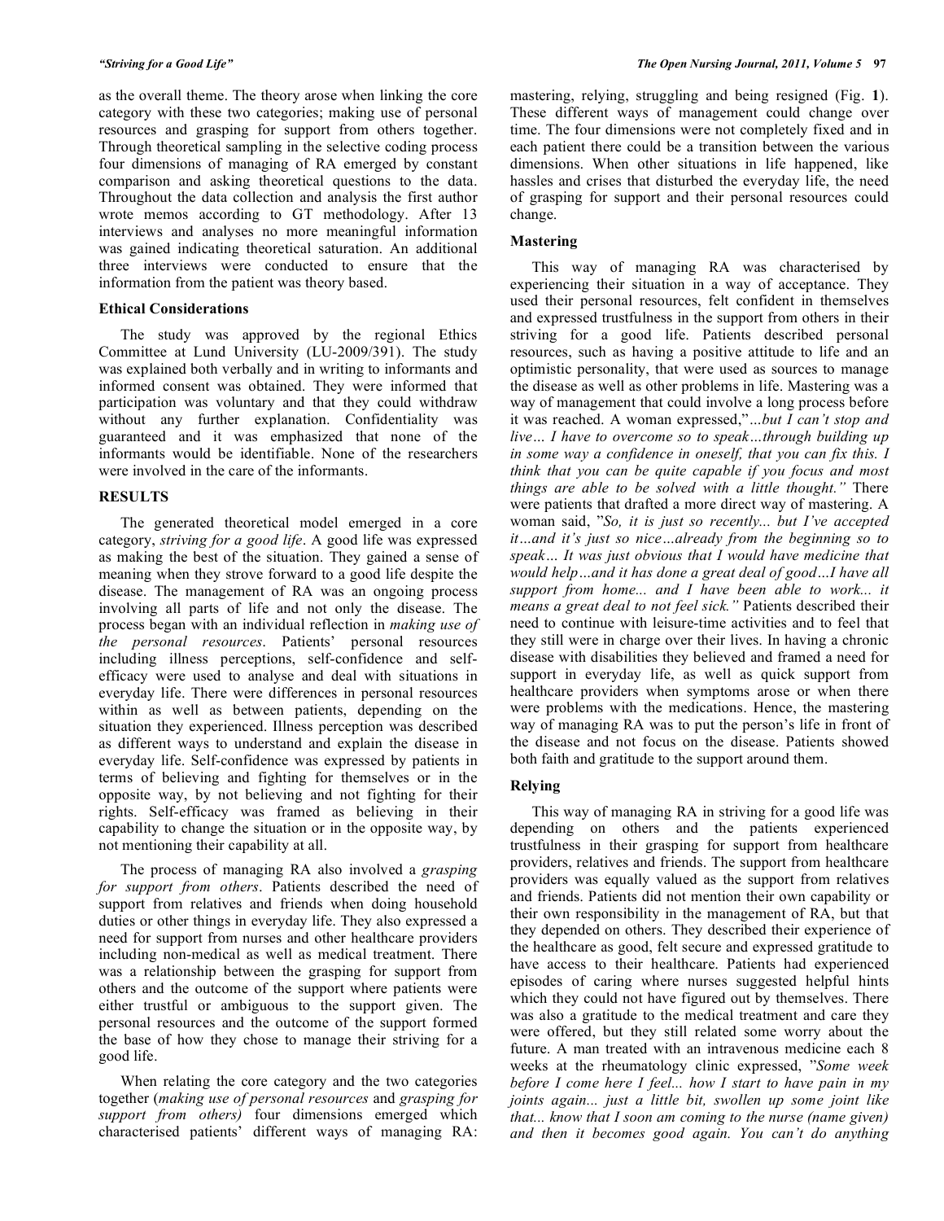as the overall theme. The theory arose when linking the core category with these two categories; making use of personal resources and grasping for support from others together. Through theoretical sampling in the selective coding process four dimensions of managing of RA emerged by constant comparison and asking theoretical questions to the data. Throughout the data collection and analysis the first author wrote memos according to GT methodology. After 13 interviews and analyses no more meaningful information was gained indicating theoretical saturation. An additional three interviews were conducted to ensure that the information from the patient was theory based.

### Ethical Considerations

The study was approved by the regional Ethics Committee at Lund University (LU-2009/391). The study was explained both verbally and in writing to informants and informed consent was obtained. They were informed that participation was voluntary and that they could withdraw without any further explanation. Confidentiality was guaranteed and it was emphasized that none of the informants would be identifiable. None of the researchers were involved in the care of the informants.

## RESULTS

The generated theoretical model emerged in a core category, *striving for a good life*. A good life was expressed as making the best of the situation. They gained a sense of meaning when they strove forward to a good life despite the disease. The management of RA was an ongoing process involving all parts of life and not only the disease. The process began with an individual reflection in *making use of the personal resources*. Patients' personal resources including illness perceptions, self-confidence and self-efficacy were used to analyse and deal with situations in everyday life. There were differences in personal resources within as well as between patients, depending on the situation they experienced. Illness perception was described as different ways to understand and explain the disease in everyday life. Self-confidence was expressed by patients in terms of believing and fighting for themselves or in the opposite way, by not believing and not fighting for their rights. Self-efficacy was framed as believing in their capability to change the situation or in the opposite way, by not mentioning their capability at all.

The process of managing RA also involved a *grasping for support from others*. Patients described the need of support from relatives and friends when doing household duties or other things in everyday life. They also expressed a need for support from nurses and other healthcare providers including non-medical as well as medical treatment. There was a relationship between the grasping for support from others and the outcome of the support where patients were either trustful or ambiguous to the support given. The personal resources and the outcome of the support formed the base of how they chose to manage their striving for a good life.

When relating the core category and the two categories together (*making use of personal resources* and *grasping for support from others)* four dimensions emerged which characterised patients' different ways of managing RA: mastering, relying, struggling and being resigned (Fig. **1**). These different ways of management could change over time. The four dimensions were not completely fixed and in each patient there could be a transition between the various dimensions. When other situations in life happened, like hassles and crises that disturbed the everyday life, the need of grasping for support and their personal resources could change.

### Mastering

This way of managing RA was characterised by experiencing their situation in a way of acceptance. They used their personal resources, felt confident in themselves and expressed trustfulness in the support from others in their striving for a good life. Patients described personal resources, such as having a positive attitude to life and an optimistic personality, that were used as sources to manage the disease as well as other problems in life. Mastering was a way of management that could involve a long process before it was reached. A woman expressed,"*...but I can't stop and live… I have to overcome so to speak…through building up in some way a confidence in oneself, that you can fix this. I think that you can be quite capable if you focus and most things are able to be solved with a little thought."* There were patients that drafted a more direct way of mastering. A woman said, "*So, it is just so recently... but I've accepted it…and it's just so nice…already from the beginning so to speak… It was just obvious that I would have medicine that would help…and it has done a great deal of good…I have all support from home... and I have been able to work... it means a great deal to not feel sick."* Patients described their need to continue with leisure-time activities and to feel that they still were in charge over their lives. In having a chronic disease with disabilities they believed and framed a need for support in everyday life, as well as quick support from healthcare providers when symptoms arose or when there were problems with the medications. Hence, the mastering way of managing RA was to put the person's life in front of the disease and not focus on the disease. Patients showed both faith and gratitude to the support around them.

### Relying

This way of managing RA in striving for a good life was depending on others and the patients experienced trustfulness in their grasping for support from healthcare providers, relatives and friends. The support from healthcare providers was equally valued as the support from relatives and friends. Patients did not mention their own capability or their own responsibility in the management of RA, but that they depended on others. They described their experience of the healthcare as good, felt secure and expressed gratitude to have access to their healthcare. Patients had experienced episodes of caring where nurses suggested helpful hints which they could not have figured out by themselves. There was also a gratitude to the medical treatment and care they were offered, but they still related some worry about the future. A man treated with an intravenous medicine each 8 weeks at the rheumatology clinic expressed, "*Some week before I come here I feel... how I start to have pain in my joints again... just a little bit, swollen up some joint like that... know that I soon am coming to the nurse (name given) and then it becomes good again. You can't do anything*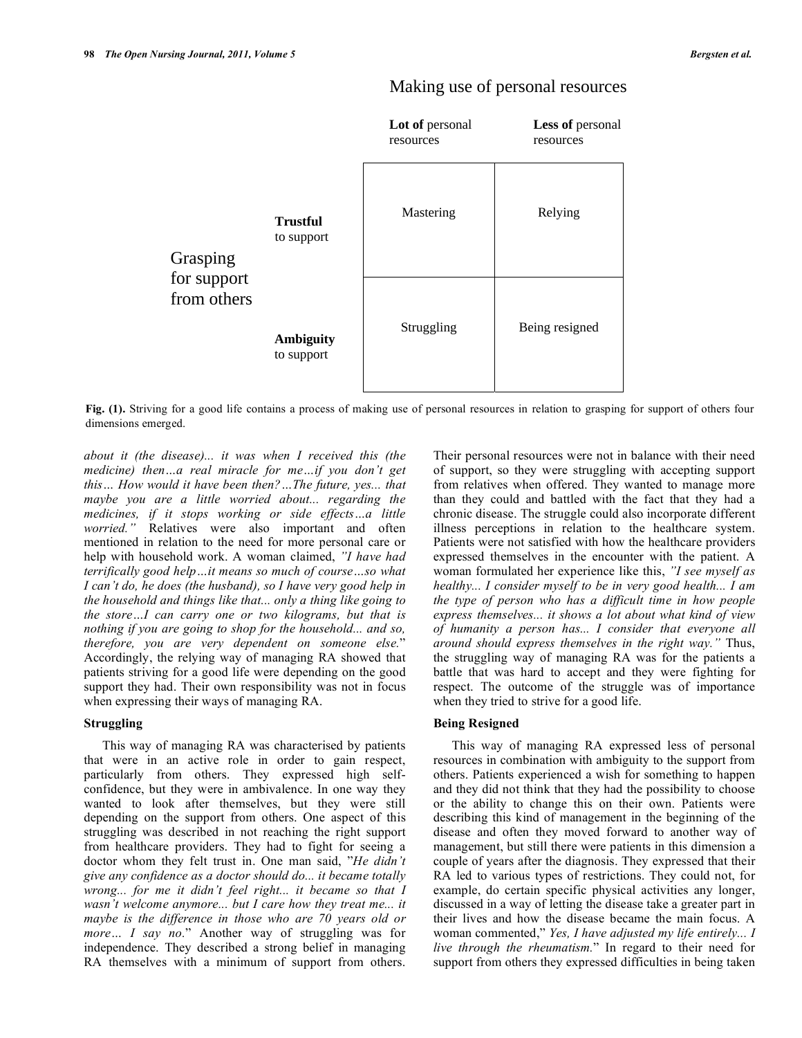## Making use of personal resources

| Grasping for support from others | | **Lot of** personal resources | **Less of** personal resources |
|---|---|---|---|
| | **Trustful** to support | Mastering | Relying |
| | **Ambiguity** to support | Struggling | Being resigned |

**Fig. (1).** Striving for a good life contains a process of making use of personal resources in relation to grasping for support of others four dimensions emerged.

*about it (the disease)... it was when I received this (the medicine) then…a real miracle for me…if you don't get this… How would it have been then? …The future, yes... that maybe you are a little worried about... regarding the medicines, if it stops working or side effects…a little worried."* Relatives were also important and often mentioned in relation to the need for more personal care or help with household work. A woman claimed, *"I have had terrifically good help…it means so much of course…so what I can't do, he does (the husband), so I have very good help in the household and things like that... only a thing like going to the store…I can carry one or two kilograms, but that is nothing if you are going to shop for the household... and so, therefore, you are very dependent on someone else.*" Accordingly, the relying way of managing RA showed that patients striving for a good life were depending on the good support they had. Their own responsibility was not in focus when expressing their ways of managing RA.

### Struggling

This way of managing RA was characterised by patients that were in an active role in order to gain respect, particularly from others. They expressed high self-confidence, but they were in ambivalence. In one way they wanted to look after themselves, but they were still depending on the support from others. One aspect of this struggling was described in not reaching the right support from healthcare providers. They had to fight for seeing a doctor whom they felt trust in. One man said, "*He didn't give any confidence as a doctor should do... it became totally wrong... for me it didn't feel right... it became so that I wasn't welcome anymore... but I care how they treat me... it maybe is the difference in those who are 70 years old or more… I say no.*" Another way of struggling was for independence. They described a strong belief in managing RA themselves with a minimum of support from others. Their personal resources were not in balance with their need of support, so they were struggling with accepting support from relatives when offered. They wanted to manage more than they could and battled with the fact that they had a chronic disease. The struggle could also incorporate different illness perceptions in relation to the healthcare system. Patients were not satisfied with how the healthcare providers expressed themselves in the encounter with the patient. A woman formulated her experience like this, *"I see myself as healthy... I consider myself to be in very good health... I am the type of person who has a difficult time in how people express themselves... it shows a lot about what kind of view of humanity a person has... I consider that everyone all around should express themselves in the right way."* Thus, the struggling way of managing RA was for the patients a battle that was hard to accept and they were fighting for respect. The outcome of the struggle was of importance when they tried to strive for a good life.

### Being Resigned

This way of managing RA expressed less of personal resources in combination with ambiguity to the support from others. Patients experienced a wish for something to happen and they did not think that they had the possibility to choose or the ability to change this on their own. Patients were describing this kind of management in the beginning of the disease and often they moved forward to another way of management, but still there were patients in this dimension a couple of years after the diagnosis. They expressed that their RA led to various types of restrictions. They could not, for example, do certain specific physical activities any longer, discussed in a way of letting the disease take a greater part in their lives and how the disease became the main focus. A woman commented," *Yes, I have adjusted my life entirely... I live through the rheumatism.*" In regard to their need for support from others they expressed difficulties in being taken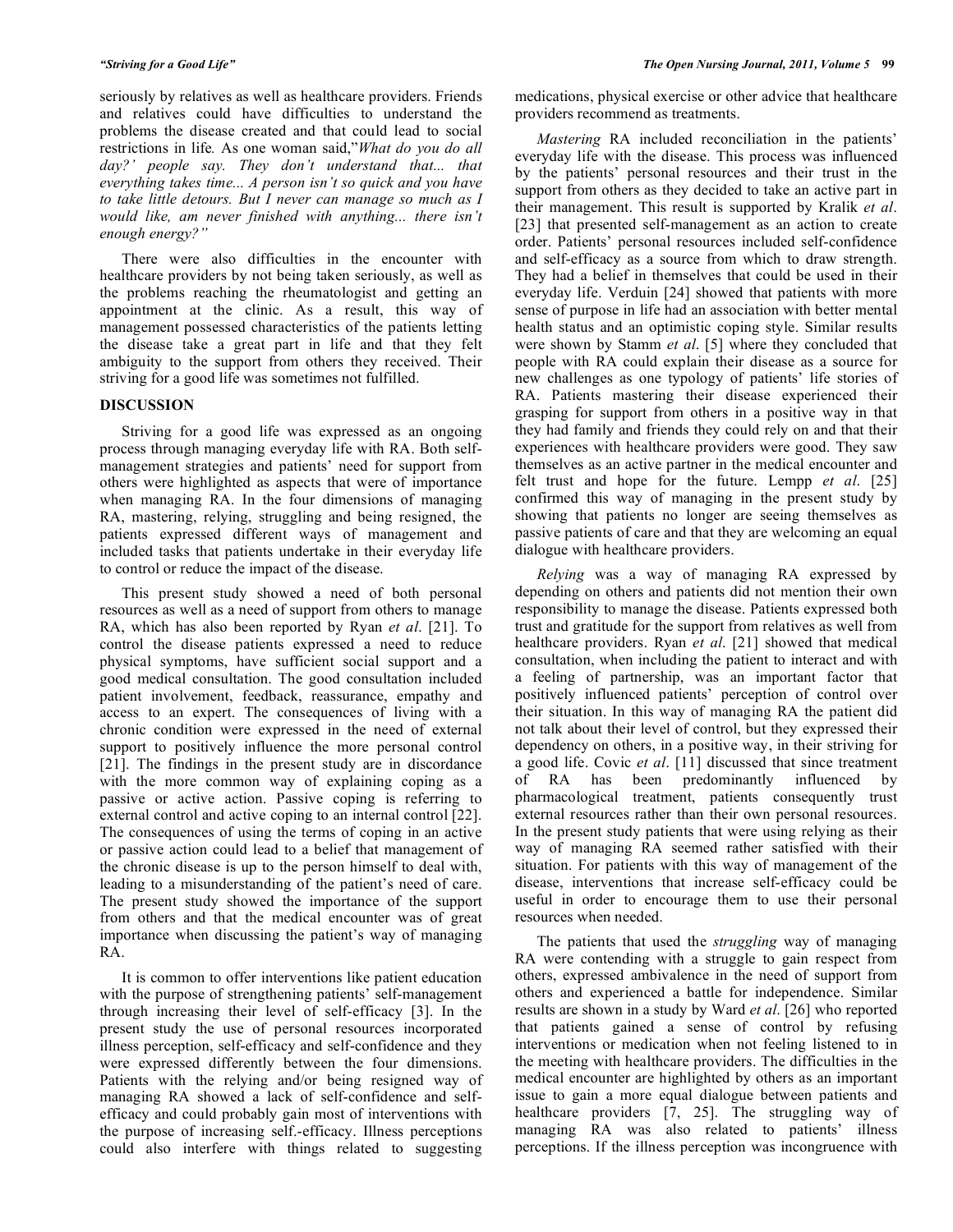seriously by relatives as well as healthcare providers. Friends and relatives could have difficulties to understand the problems the disease created and that could lead to social restrictions in life. As one woman said,"*What do you do all day?' people say. They don't understand that... that everything takes time... A person isn't so quick and you have to take little detours. But I never can manage so much as I would like, am never finished with anything... there isn't enough energy?"*

There were also difficulties in the encounter with healthcare providers by not being taken seriously, as well as the problems reaching the rheumatologist and getting an appointment at the clinic. As a result, this way of management possessed characteristics of the patients letting the disease take a great part in life and that they felt ambiguity to the support from others they received. Their striving for a good life was sometimes not fulfilled.

## DISCUSSION

Striving for a good life was expressed as an ongoing process through managing everyday life with RA. Both self-management strategies and patients' need for support from others were highlighted as aspects that were of importance when managing RA. In the four dimensions of managing RA, mastering, relying, struggling and being resigned, the patients expressed different ways of management and included tasks that patients undertake in their everyday life to control or reduce the impact of the disease.

This present study showed a need of both personal resources as well as a need of support from others to manage RA, which has also been reported by Ryan *et al*. [21]. To control the disease patients expressed a need to reduce physical symptoms, have sufficient social support and a good medical consultation. The good consultation included patient involvement, feedback, reassurance, empathy and access to an expert. The consequences of living with a chronic condition were expressed in the need of external support to positively influence the more personal control [21]. The findings in the present study are in discordance with the more common way of explaining coping as a passive or active action. Passive coping is referring to external control and active coping to an internal control [22]. The consequences of using the terms of coping in an active or passive action could lead to a belief that management of the chronic disease is up to the person himself to deal with, leading to a misunderstanding of the patient's need of care. The present study showed the importance of the support from others and that the medical encounter was of great importance when discussing the patient's way of managing RA.

It is common to offer interventions like patient education with the purpose of strengthening patients' self-management through increasing their level of self-efficacy [3]. In the present study the use of personal resources incorporated illness perception, self-efficacy and self-confidence and they were expressed differently between the four dimensions. Patients with the relying and/or being resigned way of managing RA showed a lack of self-confidence and self-efficacy and could probably gain most of interventions with the purpose of increasing self.-efficacy. Illness perceptions could also interfere with things related to suggesting medications, physical exercise or other advice that healthcare providers recommend as treatments.

*Mastering* RA included reconciliation in the patients' everyday life with the disease. This process was influenced by the patients' personal resources and their trust in the support from others as they decided to take an active part in their management. This result is supported by Kralik *et al*. [23] that presented self-management as an action to create order. Patients' personal resources included self-confidence and self-efficacy as a source from which to draw strength. They had a belief in themselves that could be used in their everyday life. Verduin [24] showed that patients with more sense of purpose in life had an association with better mental health status and an optimistic coping style. Similar results were shown by Stamm *et al*. [5] where they concluded that people with RA could explain their disease as a source for new challenges as one typology of patients' life stories of RA. Patients mastering their disease experienced their grasping for support from others in a positive way in that they had family and friends they could rely on and that their experiences with healthcare providers were good. They saw themselves as an active partner in the medical encounter and felt trust and hope for the future. Lempp *et al*. [25] confirmed this way of managing in the present study by showing that patients no longer are seeing themselves as passive patients of care and that they are welcoming an equal dialogue with healthcare providers.

*Relying* was a way of managing RA expressed by depending on others and patients did not mention their own responsibility to manage the disease. Patients expressed both trust and gratitude for the support from relatives as well from healthcare providers. Ryan *et al*. [21] showed that medical consultation, when including the patient to interact and with a feeling of partnership, was an important factor that positively influenced patients' perception of control over their situation. In this way of managing RA the patient did not talk about their level of control, but they expressed their dependency on others, in a positive way, in their striving for a good life. Covic *et al*. [11] discussed that since treatment of RA has been predominantly influenced by pharmacological treatment, patients consequently trust external resources rather than their own personal resources. In the present study patients that were using relying as their way of managing RA seemed rather satisfied with their situation. For patients with this way of management of the disease, interventions that increase self-efficacy could be useful in order to encourage them to use their personal resources when needed.

The patients that used the *struggling* way of managing RA were contending with a struggle to gain respect from others, expressed ambivalence in the need of support from others and experienced a battle for independence. Similar results are shown in a study by Ward *et al*. [26] who reported that patients gained a sense of control by refusing interventions or medication when not feeling listened to in the meeting with healthcare providers. The difficulties in the medical encounter are highlighted by others as an important issue to gain a more equal dialogue between patients and healthcare providers [7, 25]. The struggling way of managing RA was also related to patients' illness perceptions. If the illness perception was incongruence with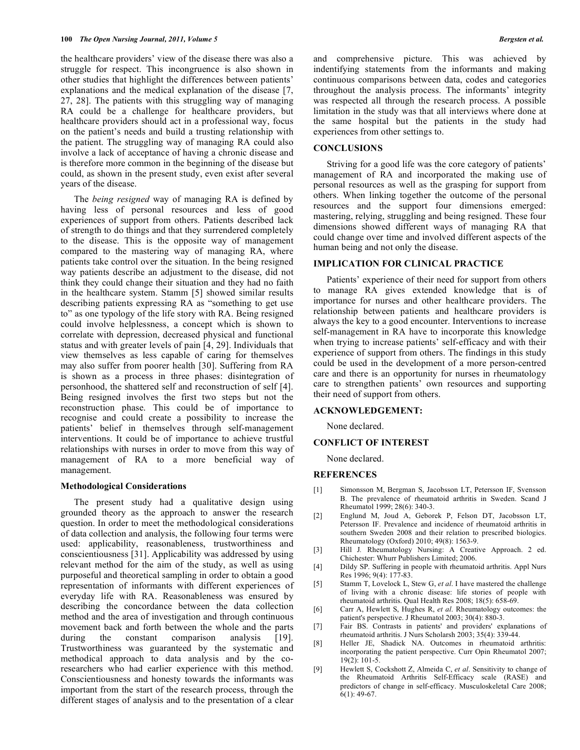the healthcare providers' view of the disease there was also a struggle for respect. This incongruence is also shown in other studies that highlight the differences between patients' explanations and the medical explanation of the disease [7, 27, 28]. The patients with this struggling way of managing RA could be a challenge for healthcare providers, but healthcare providers should act in a professional way, focus on the patient's needs and build a trusting relationship with the patient. The struggling way of managing RA could also involve a lack of acceptance of having a chronic disease and is therefore more common in the beginning of the disease but could, as shown in the present study, even exist after several years of the disease.

The *being resigned* way of managing RA is defined by having less of personal resources and less of good experiences of support from others. Patients described lack of strength to do things and that they surrendered completely to the disease. This is the opposite way of management compared to the mastering way of managing RA, where patients take control over the situation. In the being resigned way patients describe an adjustment to the disease, did not think they could change their situation and they had no faith in the healthcare system. Stamm [5] showed similar results describing patients expressing RA as "something to get use to" as one typology of the life story with RA. Being resigned could involve helplessness, a concept which is shown to correlate with depression, decreased physical and functional status and with greater levels of pain [4, 29]. Individuals that view themselves as less capable of caring for themselves may also suffer from poorer health [30]. Suffering from RA is shown as a process in three phases: disintegration of personhood, the shattered self and reconstruction of self [4]. Being resigned involves the first two steps but not the reconstruction phase. This could be of importance to recognise and could create a possibility to increase the patients' belief in themselves through self-management interventions. It could be of importance to achieve trustful relationships with nurses in order to move from this way of management of RA to a more beneficial way of management.

### Methodological Considerations

The present study had a qualitative design using grounded theory as the approach to answer the research question. In order to meet the methodological considerations of data collection and analysis, the following four terms were used: applicability, reasonableness, trustworthiness and conscientiousness [31]. Applicability was addressed by using relevant method for the aim of the study, as well as using purposeful and theoretical sampling in order to obtain a good representation of informants with different experiences of everyday life with RA. Reasonableness was ensured by describing the concordance between the data collection method and the area of investigation and through continuous movement back and forth between the whole and the parts during the constant comparison analysis [19]. Trustworthiness was guaranteed by the systematic and methodical approach to data analysis and by the co-researchers who had earlier experience with this method. Conscientiousness and honesty towards the informants was important from the start of the research process, through the different stages of analysis and to the presentation of a clear and comprehensive picture. This was achieved by indentifying statements from the informants and making continuous comparisons between data, codes and categories throughout the analysis process. The informants' integrity was respected all through the research process. A possible limitation in the study was that all interviews where done at the same hospital but the patients in the study had experiences from other settings to.

## CONCLUSIONS

Striving for a good life was the core category of patients' management of RA and incorporated the making use of personal resources as well as the grasping for support from others. When linking together the outcome of the personal resources and the support four dimensions emerged: mastering, relying, struggling and being resigned. These four dimensions showed different ways of managing RA that could change over time and involved different aspects of the human being and not only the disease.

## IMPLICATION FOR CLINICAL PRACTICE

Patients' experience of their need for support from others to manage RA gives extended knowledge that is of importance for nurses and other healthcare providers. The relationship between patients and healthcare providers is always the key to a good encounter. Interventions to increase self-management in RA have to incorporate this knowledge when trying to increase patients' self-efficacy and with their experience of support from others. The findings in this study could be used in the development of a more person-centred care and there is an opportunity for nurses in rheumatology care to strengthen patients' own resources and supporting their need of support from others.

## ACKNOWLEDGEMENT:

None declared.

## CONFLICT OF INTEREST

None declared.

## REFERENCES

[1] Simonsson M, Bergman S, Jacobsson LT, Petersson IF, Svensson B. The prevalence of rheumatoid arthritis in Sweden. Scand J Rheumatol 1999; 28(6): 340-3.

[2] Englund M, Joud A, Geborek P, Felson DT, Jacobsson LT, Petersson IF. Prevalence and incidence of rheumatoid arthritis in southern Sweden 2008 and their relation to prescribed biologics. Rheumatology (Oxford) 2010; 49(8): 1563-9.

[3] Hill J. Rheumatology Nursing: A Creative Approach. 2 ed. Chichester: Whurr Publishers Limited; 2006.

[4] Dildy SP. Suffering in people with rheumatoid arthritis. Appl Nurs Res 1996; 9(4): 177-83.

[5] Stamm T, Lovelock L, Stew G, *et al*. I have mastered the challenge of living with a chronic disease: life stories of people with rheumatoid arthritis. Qual Health Res 2008; 18(5): 658-69.

[6] Carr A, Hewlett S, Hughes R, *et al*. Rheumatology outcomes: the patient's perspective. J Rheumatol 2003; 30(4): 880-3.

[7] Fair BS. Contrasts in patients' and providers' explanations of rheumatoid arthritis. J Nurs Scholarsh 2003; 35(4): 339-44.

[8] Heller JE, Shadick NA. Outcomes in rheumatoid arthritis: incorporating the patient perspective. Curr Opin Rheumatol 2007; 19(2): 101-5.

[9] Hewlett S, Cockshott Z, Almeida C, *et al*. Sensitivity to change of the Rheumatoid Arthritis Self-Efficacy scale (RASE) and predictors of change in self-efficacy. Musculoskeletal Care 2008; 6(1): 49-67.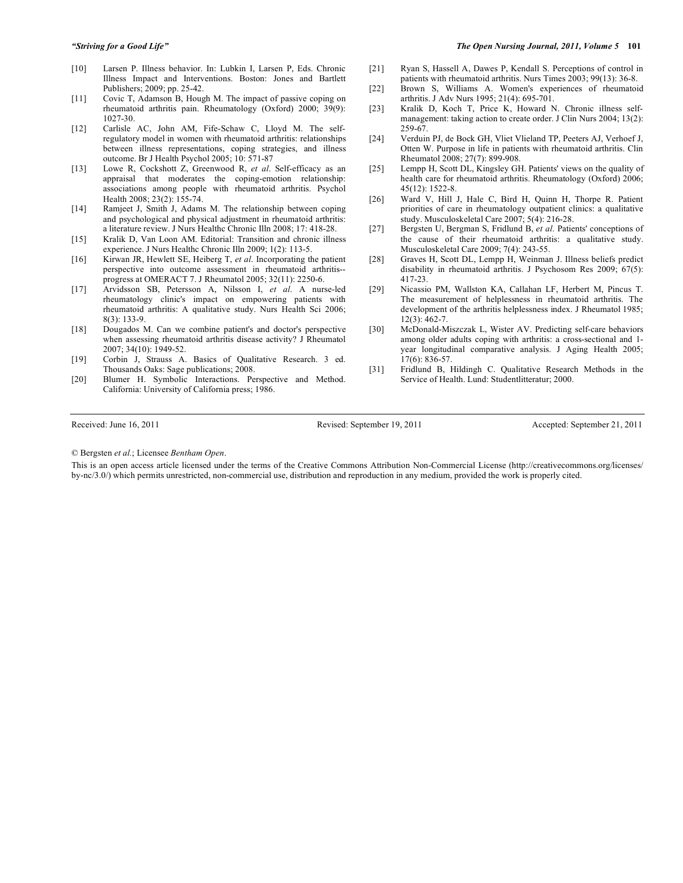[10] Larsen P. Illness behavior. In: Lubkin I, Larsen P, Eds. Chronic Illness Impact and Interventions. Boston: Jones and Bartlett Publishers; 2009; pp. 25-42.

[11] Covic T, Adamson B, Hough M. The impact of passive coping on rheumatoid arthritis pain. Rheumatology (Oxford) 2000; 39(9): 1027-30.

[12] Carlisle AC, John AM, Fife-Schaw C, Lloyd M. The self-regulatory model in women with rheumatoid arthritis: relationships between illness representations, coping strategies, and illness outcome. Br J Health Psychol 2005; 10: 571-87

[13] Lowe R, Cockshott Z, Greenwood R, *et al*. Self-efficacy as an appraisal that moderates the coping-emotion relationship: associations among people with rheumatoid arthritis. Psychol Health 2008; 23(2): 155-74.

[14] Ramjeet J, Smith J, Adams M. The relationship between coping and psychological and physical adjustment in rheumatoid arthritis: a literature review. J Nurs Healthc Chronic Illn 2008; 17: 418-28.

[15] Kralik D, Van Loon AM. Editorial: Transition and chronic illness experience. J Nurs Healthc Chronic Illn 2009; 1(2): 113-5.

[16] Kirwan JR, Hewlett SE, Heiberg T, *et al*. Incorporating the patient perspective into outcome assessment in rheumatoid arthritis--progress at OMERACT 7. J Rheumatol 2005; 32(11): 2250-6.

[17] Arvidsson SB, Petersson A, Nilsson I, *et al*. A nurse-led rheumatology clinic's impact on empowering patients with rheumatoid arthritis: A qualitative study. Nurs Health Sci 2006; 8(3): 133-9.

[18] Dougados M. Can we combine patient's and doctor's perspective when assessing rheumatoid arthritis disease activity? J Rheumatol 2007; 34(10): 1949-52.

[19] Corbin J, Strauss A. Basics of Qualitative Research. 3 ed. Thousands Oaks: Sage publications; 2008.

[20] Blumer H. Symbolic Interactions. Perspective and Method. California: University of California press; 1986.

[21] Ryan S, Hassell A, Dawes P, Kendall S. Perceptions of control in patients with rheumatoid arthritis. Nurs Times 2003; 99(13): 36-8.

[22] Brown S, Williams A. Women's experiences of rheumatoid arthritis. J Adv Nurs 1995; 21(4): 695-701.

[23] Kralik D, Koch T, Price K, Howard N. Chronic illness self-management: taking action to create order. J Clin Nurs 2004; 13(2): 259-67.

[24] Verduin PJ, de Bock GH, Vliet Vlieland TP, Peeters AJ, Verhoef J, Otten W. Purpose in life in patients with rheumatoid arthritis. Clin Rheumatol 2008; 27(7): 899-908.

[25] Lempp H, Scott DL, Kingsley GH. Patients' views on the quality of health care for rheumatoid arthritis. Rheumatology (Oxford) 2006; 45(12): 1522-8.

[26] Ward V, Hill J, Hale C, Bird H, Quinn H, Thorpe R. Patient priorities of care in rheumatology outpatient clinics: a qualitative study. Musculoskeletal Care 2007; 5(4): 216-28.

[27] Bergsten U, Bergman S, Fridlund B, *et al.* Patients' conceptions of the cause of their rheumatoid arthritis: a qualitative study. Musculoskeletal Care 2009; 7(4): 243-55.

[28] Graves H, Scott DL, Lempp H, Weinman J. Illness beliefs predict disability in rheumatoid arthritis. J Psychosom Res 2009; 67(5): 417-23.

[29] Nicassio PM, Wallston KA, Callahan LF, Herbert M, Pincus T. The measurement of helplessness in rheumatoid arthritis. The development of the arthritis helplessness index. J Rheumatol 1985; 12(3): 462-7.

[30] McDonald-Miszczak L, Wister AV. Predicting self-care behaviors among older adults coping with arthritis: a cross-sectional and 1-year longitudinal comparative analysis. J Aging Health 2005; 17(6): 836-57.

[31] Fridlund B, Hildingh C. Qualitative Research Methods in the Service of Health. Lund: Studentlitteratur; 2000.

---

Received: June 16, 2011 Revised: September 19, 2011 Accepted: September 21, 2011

© Bergsten *et al.*; Licensee *Bentham Open*.

This is an open access article licensed under the terms of the Creative Commons Attribution Non-Commercial License (http://creativecommons.org/licenses/by-nc/3.0/) which permits unrestricted, non-commercial use, distribution and reproduction in any medium, provided the work is properly cited.